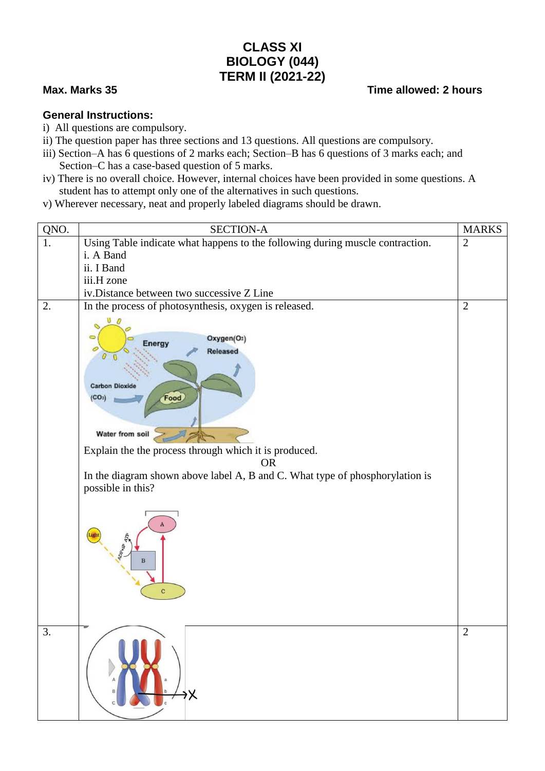# CLASS XI
# BIOLOGY (044)
# TERM II (2021-22)

**Max. Marks 35** **Time allowed: 2 hours**

**General Instructions:**

i) All questions are compulsory.
ii) The question paper has three sections and 13 questions. All questions are compulsory.
iii) Section–A has 6 questions of 2 marks each; Section–B has 6 questions of 3 marks each; and Section–C has a case-based question of 5 marks.
iv) There is no overall choice. However, internal choices have been provided in some questions. A student has to attempt only one of the alternatives in such questions.
v) Wherever necessary, neat and properly labeled diagrams should be drawn.

| QNO. | SECTION-A | MARKS |
|---|---|---|
| 1. | Using Table indicate what happens to the following during muscle contraction.<br>i. A Band<br>ii. I Band<br>iii.H zone<br>iv.Distance between two successive Z Line | 2 |
| 2. | In the process of photosynthesis, oxygen is released.<br>Energy; Oxygen($O_2$) Released; Carbon Dioxide ($CO_2$); Food; Water from soil<br>Explain the the process through which it is produced.<br>OR<br>In the diagram shown above label A, B and C. What type of phosphorylation is possible in this?<br>Light; ADP+iP; ATP; A; B; C | 2 |
| 3. | A; B; C; a; b; c; X | 2 |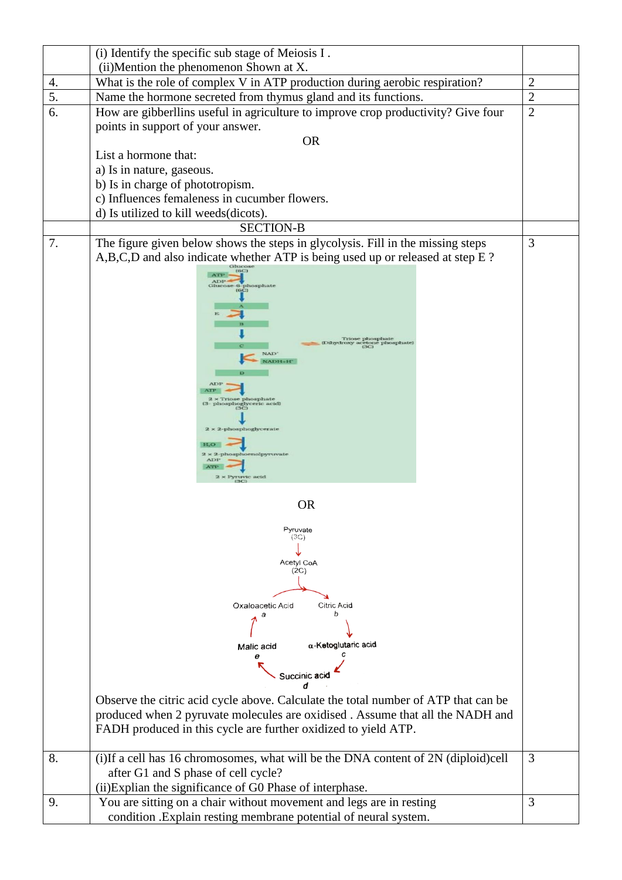| | | |
|---|---|---|
| | (i) Identify the specific sub stage of Meiosis I .<br>(ii)Mention the phenomenon Shown at X. | |
| 4. | What is the role of complex V in ATP production during aerobic respiration? | 2 |
| 5. | Name the hormone secreted from thymus gland and its functions. | 2 |
| 6. | How are gibberllins useful in agriculture to improve crop productivity? Give four points in support of your answer.<br>OR<br>List a hormone that:<br>a) Is in nature, gaseous.<br>b) Is in charge of phototropism.<br>c) Influences femaleness in cucumber flowers.<br>d) Is utilized to kill weeds(dicots). | 2 |
| | SECTION-B | |
| 7. | The figure given below shows the steps in glycolysis. Fill in the missing steps A,B,C,D and also indicate whether ATP is being used up or released at step E ?<br>Glucose (6C) → (ATP → ADP) → Glucose-6-phosphate (6C) → A → (E) → B → C ⇌ Triose phosphate (Dihydroxy acetone phosphate) (3C); C → ($NAD^+$ → $NADH+H^+$) → D → (ADP → ATP) → 2 × Triose phosphate (3- phosphoglyceric acid) (3C) → 2 × 2-phosphoglycerate → ($H_2O$) → 2 × 2-phosphoenolpyruvate → (ADP → ATP) → 2 × Pyruvic acid (3C)<br>OR<br>Pyruvate (3C) → Acetyl CoA (2C) → Citric Acid *b* → α-Ketoglutaric acid *c* → Succinic acid *d* → Malic acid *e* → Oxaloacetic Acid *a* → Citric Acid<br>Observe the citric acid cycle above. Calculate the total number of ATP that can be produced when 2 pyruvate molecules are oxidised . Assume that all the NADH and FADH produced in this cycle are further oxidized to yield ATP. | 3 |
| 8. | (i)If a cell has 16 chromosomes, what will be the DNA content of 2N (diploid)cell after G1 and S phase of cell cycle?<br>(ii)Explian the significance of G0 Phase of interphase. | 3 |
| 9. | You are sitting on a chair without movement and legs are in resting condition .Explain resting membrane potential of neural system. | 3 |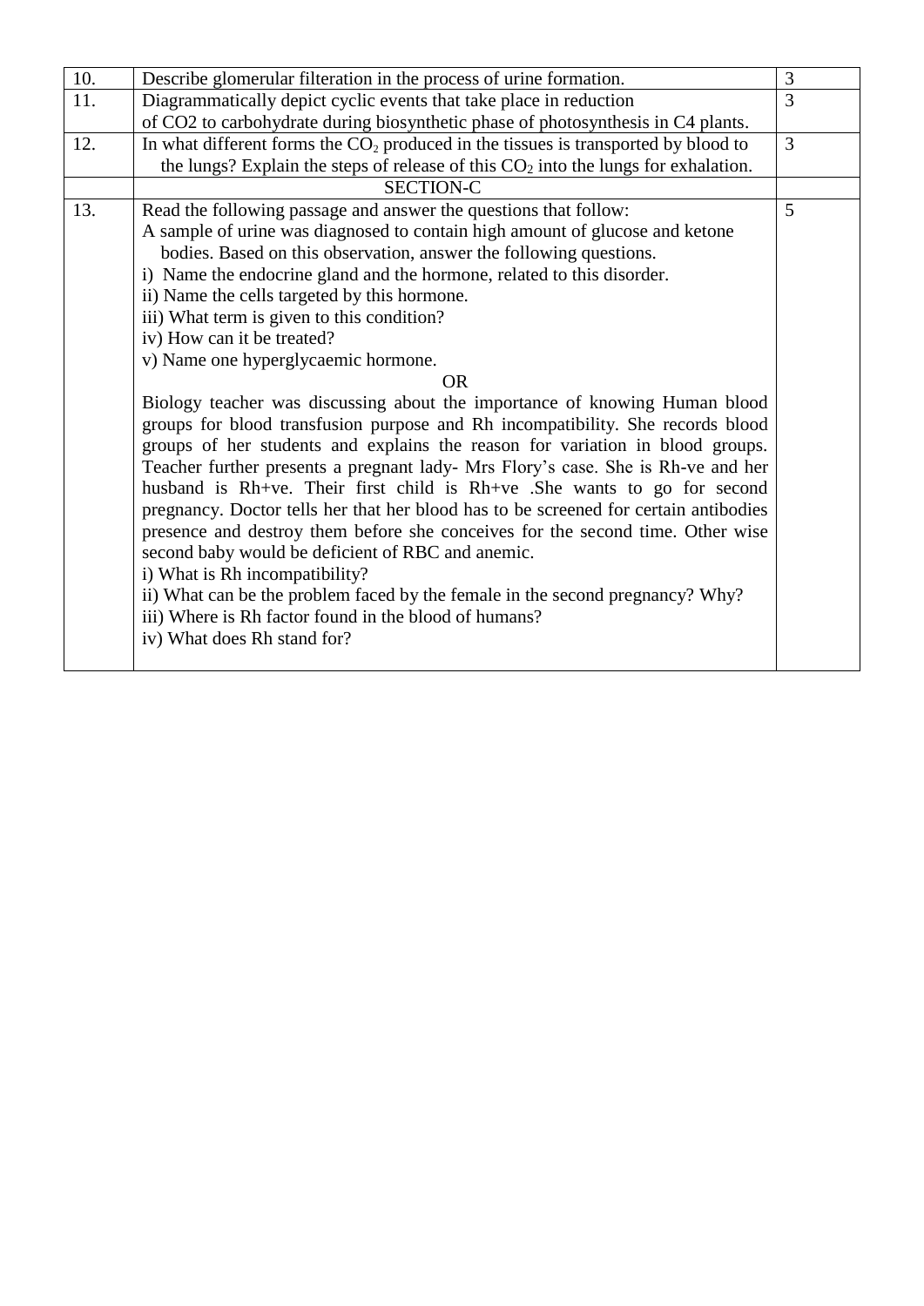| | | |
|---|---|---|
| 10. | Describe glomerular filteration in the process of urine formation. | 3 |
| 11. | Diagrammatically depict cyclic events that take place in reduction of CO2 to carbohydrate during biosynthetic phase of photosynthesis in C4 plants. | 3 |
| 12. | In what different forms the $CO_2$ produced in the tissues is transported by blood to the lungs? Explain the steps of release of this $CO_2$ into the lungs for exhalation. | 3 |
| | SECTION-C | |
| 13. | Read the following passage and answer the questions that follow:<br>A sample of urine was diagnosed to contain high amount of glucose and ketone bodies. Based on this observation, answer the following questions.<br>i) Name the endocrine gland and the hormone, related to this disorder.<br>ii) Name the cells targeted by this hormone.<br>iii) What term is given to this condition?<br>iv) How can it be treated?<br>v) Name one hyperglycaemic hormone.<br>OR<br>Biology teacher was discussing about the importance of knowing Human blood groups for blood transfusion purpose and Rh incompatibility. She records blood groups of her students and explains the reason for variation in blood groups. Teacher further presents a pregnant lady- Mrs Flory's case. She is Rh-ve and her husband is Rh+ve. Their first child is Rh+ve .She wants to go for second pregnancy. Doctor tells her that her blood has to be screened for certain antibodies presence and destroy them before she conceives for the second time. Other wise second baby would be deficient of RBC and anemic.<br>i) What is Rh incompatibility?<br>ii) What can be the problem faced by the female in the second pregnancy? Why?<br>iii) Where is Rh factor found in the blood of humans?<br>iv) What does Rh stand for? | 5 |